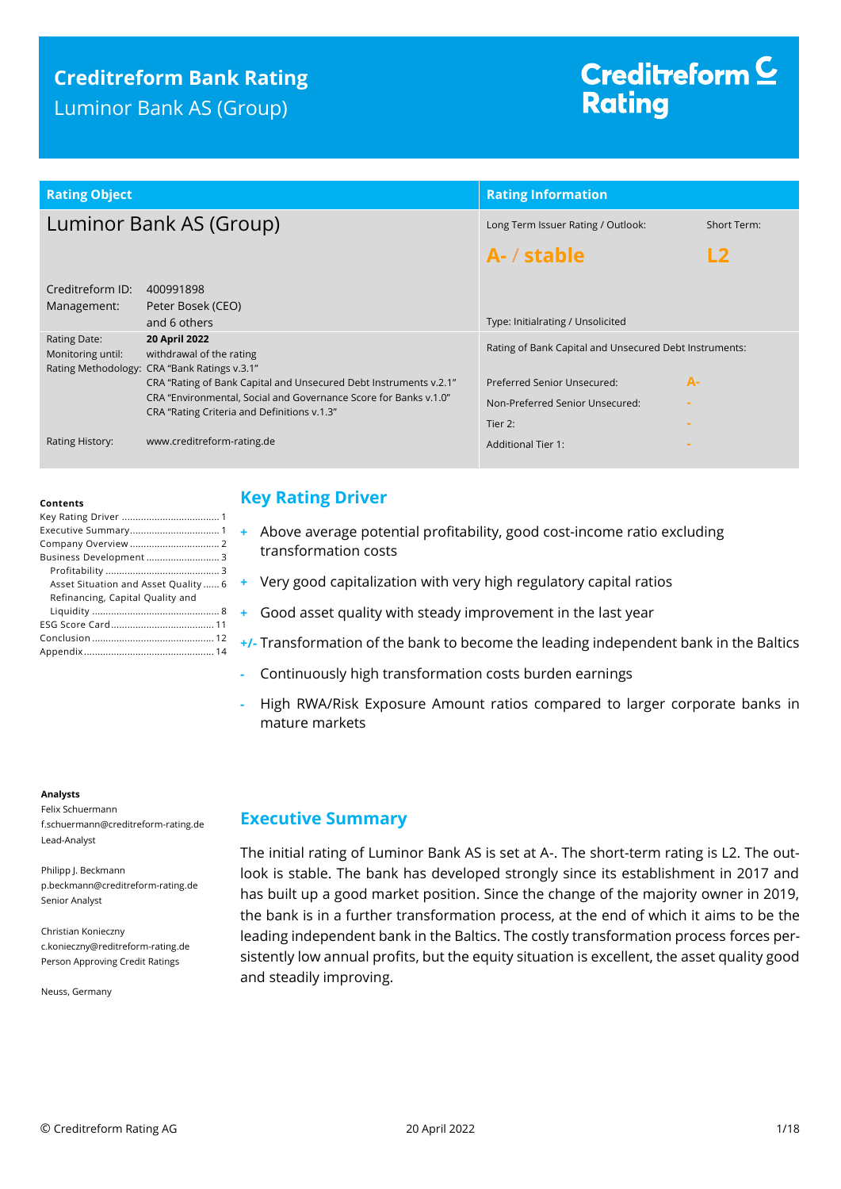# Creditreform Bank Rating

Luminor Bank AS (Group)

Creditreform Rating

| Rating Object | | Rating Information | |
|---|---|---|---|
| Luminor Bank AS (Group) | | Long Term Issuer Rating / Outlook: | Short Term: |
| | | **A- / stable** | **L2** |
| Creditreform ID: | 400991898 | | |
| Management: | Peter Bosek (CEO) and 6 others | Type: Initialrating / Unsolicited | |
| Rating Date: | **20 April 2022** | Rating of Bank Capital and Unsecured Debt Instruments: | |
| Monitoring until: | withdrawal of the rating | | |
| Rating Methodology: | CRA "Bank Ratings v.3.1" CRA "Rating of Bank Capital and Unsecured Debt Instruments v.2.1" CRA "Environmental, Social and Governance Score for Banks v.1.0" CRA "Rating Criteria and Definitions v.1.3" | Preferred Senior Unsecured: | A- |
| | | Non-Preferred Senior Unsecured: | - |
| | | Tier 2: | - |
| Rating History: | www.creditreform-rating.de | Additional Tier 1: | - |

**Contents**

- Key Rating Driver ... 1
- Executive Summary ... 1
- Company Overview ... 2
- Business Development ... 3
  - Profitability ... 3
  - Asset Situation and Asset Quality ... 6
  - Refinancing, Capital Quality and Liquidity ... 8
- ESG Score Card ... 11
- Conclusion ... 12
- Appendix ... 14

**Analysts**

Felix Schuermann
f.schuermann@creditreform-rating.de
Lead-Analyst

Philipp J. Beckmann
p.beckmann@creditreform-rating.de
Senior Analyst

Christian Konieczny
c.konieczny@reditreform-rating.de
Person Approving Credit Ratings

Neuss, Germany

## Key Rating Driver

- **+** Above average potential profitability, good cost-income ratio excluding transformation costs
- **+** Very good capitalization with very high regulatory capital ratios
- **+** Good asset quality with steady improvement in the last year
- **+/-** Transformation of the bank to become the leading independent bank in the Baltics
- **-** Continuously high transformation costs burden earnings
- **-** High RWA/Risk Exposure Amount ratios compared to larger corporate banks in mature markets

## Executive Summary

The initial rating of Luminor Bank AS is set at A-. The short-term rating is L2. The outlook is stable. The bank has developed strongly since its establishment in 2017 and has built up a good market position. Since the change of the majority owner in 2019, the bank is in a further transformation process, at the end of which it aims to be the leading independent bank in the Baltics. The costly transformation process forces persistently low annual profits, but the equity situation is excellent, the asset quality good and steadily improving.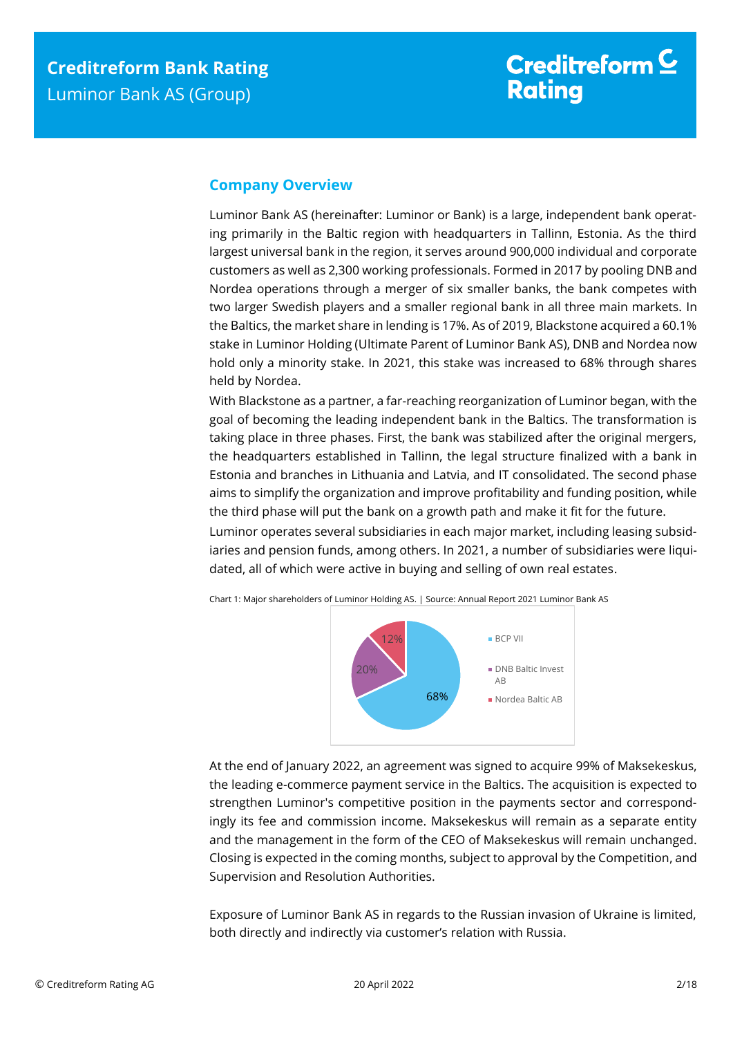## Company Overview

Luminor Bank AS (hereinafter: Luminor or Bank) is a large, independent bank operating primarily in the Baltic region with headquarters in Tallinn, Estonia. As the third largest universal bank in the region, it serves around 900,000 individual and corporate customers as well as 2,300 working professionals. Formed in 2017 by pooling DNB and Nordea operations through a merger of six smaller banks, the bank competes with two larger Swedish players and a smaller regional bank in all three main markets. In the Baltics, the market share in lending is 17%. As of 2019, Blackstone acquired a 60.1% stake in Luminor Holding (Ultimate Parent of Luminor Bank AS), DNB and Nordea now hold only a minority stake. In 2021, this stake was increased to 68% through shares held by Nordea.

With Blackstone as a partner, a far-reaching reorganization of Luminor began, with the goal of becoming the leading independent bank in the Baltics. The transformation is taking place in three phases. First, the bank was stabilized after the original mergers, the headquarters established in Tallinn, the legal structure finalized with a bank in Estonia and branches in Lithuania and Latvia, and IT consolidated. The second phase aims to simplify the organization and improve profitability and funding position, while the third phase will put the bank on a growth path and make it fit for the future.

Luminor operates several subsidiaries in each major market, including leasing subsidiaries and pension funds, among others. In 2021, a number of subsidiaries were liquidated, all of which were active in buying and selling of own real estates.

Chart 1: Major shareholders of Luminor Holding AS. | Source: Annual Report 2021 Luminor Bank AS

| Shareholder | Share |
|---|---|
| BCP VII | 68% |
| DNB Baltic Invest AB | 20% |
| Nordea Baltic AB | 12% |

At the end of January 2022, an agreement was signed to acquire 99% of Maksekeskus, the leading e-commerce payment service in the Baltics. The acquisition is expected to strengthen Luminor's competitive position in the payments sector and correspondingly its fee and commission income. Maksekeskus will remain as a separate entity and the management in the form of the CEO of Maksekeskus will remain unchanged. Closing is expected in the coming months, subject to approval by the Competition, and Supervision and Resolution Authorities.

Exposure of Luminor Bank AS in regards to the Russian invasion of Ukraine is limited, both directly and indirectly via customer's relation with Russia.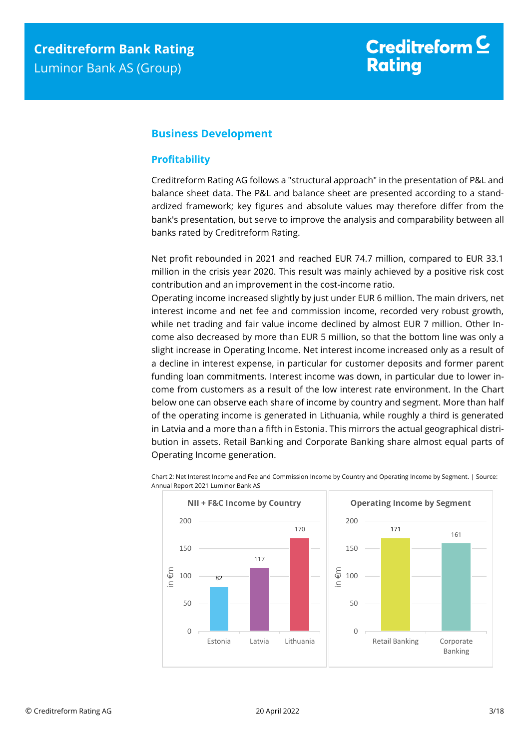## Business Development

### Profitability

Creditreform Rating AG follows a "structural approach" in the presentation of P&L and balance sheet data. The P&L and balance sheet are presented according to a standardized framework; key figures and absolute values may therefore differ from the bank's presentation, but serve to improve the analysis and comparability between all banks rated by Creditreform Rating.

Net profit rebounded in 2021 and reached EUR 74.7 million, compared to EUR 33.1 million in the crisis year 2020. This result was mainly achieved by a positive risk cost contribution and an improvement in the cost-income ratio.

Operating income increased slightly by just under EUR 6 million. The main drivers, net interest income and net fee and commission income, recorded very robust growth, while net trading and fair value income declined by almost EUR 7 million. Other Income also decreased by more than EUR 5 million, so that the bottom line was only a slight increase in Operating Income. Net interest income increased only as a result of a decline in interest expense, in particular for customer deposits and former parent funding loan commitments. Interest income was down, in particular due to lower income from customers as a result of the low interest rate environment. In the Chart below one can observe each share of income by country and segment. More than half of the operating income is generated in Lithuania, while roughly a third is generated in Latvia and a more than a fifth in Estonia. This mirrors the actual geographical distribution in assets. Retail Banking and Corporate Banking share almost equal parts of Operating Income generation.

Chart 2: Net Interest Income and Fee and Commission Income by Country and Operating Income by Segment. | Source: Annual Report 2021 Luminor Bank AS

**NII + F&C Income by Country** (in €m)

| Country | Value |
|---|---|
| Estonia | 82 |
| Latvia | 117 |
| Lithuania | 170 |

**Operating Income by Segment** (in €m)

| Segment | Value |
|---|---|
| Retail Banking | 171 |
| Corporate Banking | 161 |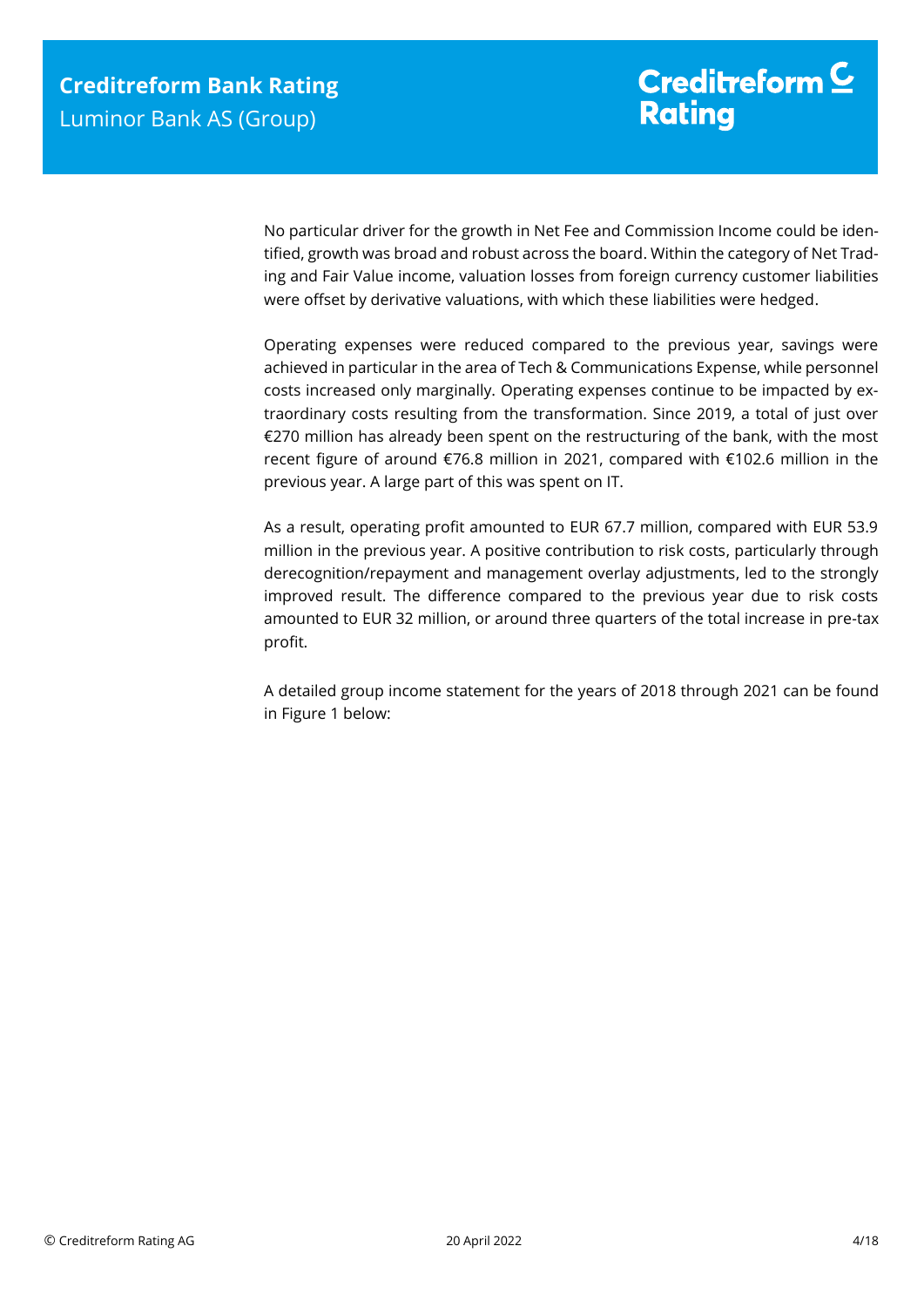No particular driver for the growth in Net Fee and Commission Income could be identified, growth was broad and robust across the board. Within the category of Net Trading and Fair Value income, valuation losses from foreign currency customer liabilities were offset by derivative valuations, with which these liabilities were hedged.

Operating expenses were reduced compared to the previous year, savings were achieved in particular in the area of Tech & Communications Expense, while personnel costs increased only marginally. Operating expenses continue to be impacted by extraordinary costs resulting from the transformation. Since 2019, a total of just over €270 million has already been spent on the restructuring of the bank, with the most recent figure of around €76.8 million in 2021, compared with €102.6 million in the previous year. A large part of this was spent on IT.

As a result, operating profit amounted to EUR 67.7 million, compared with EUR 53.9 million in the previous year. A positive contribution to risk costs, particularly through derecognition/repayment and management overlay adjustments, led to the strongly improved result. The difference compared to the previous year due to risk costs amounted to EUR 32 million, or around three quarters of the total increase in pre-tax profit.

A detailed group income statement for the years of 2018 through 2021 can be found in Figure 1 below: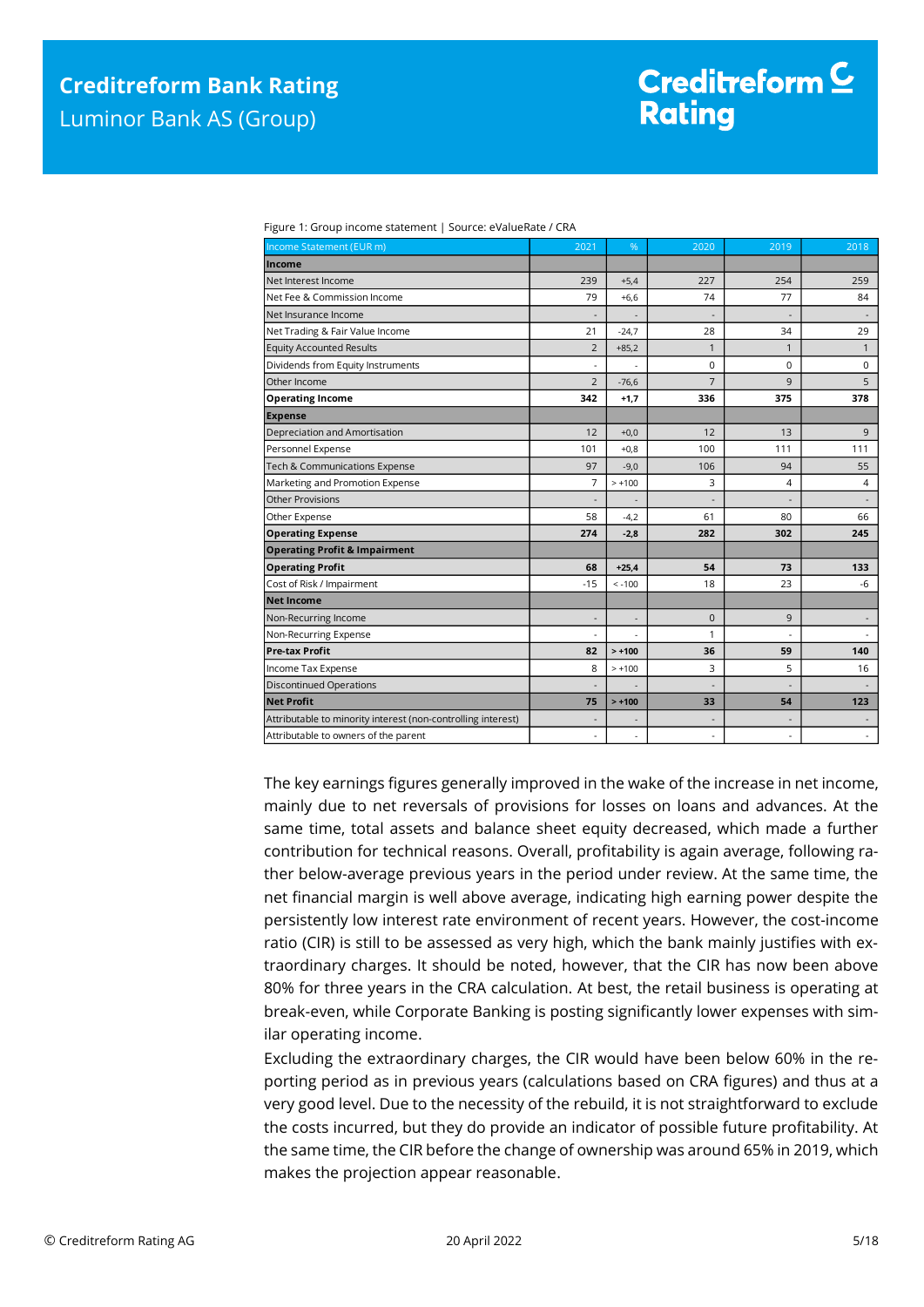Figure 1: Group income statement | Source: eValueRate / CRA

| Income Statement (EUR m) | 2021 | % | 2020 | 2019 | 2018 |
|---|---|---|---|---|---|
| **Income** | | | | | |
| Net Interest Income | 239 | +5,4 | 227 | 254 | 259 |
| Net Fee & Commission Income | 79 | +6,6 | 74 | 77 | 84 |
| Net Insurance Income | - | - | - | - | - |
| Net Trading & Fair Value Income | 21 | -24,7 | 28 | 34 | 29 |
| Equity Accounted Results | 2 | +85,2 | 1 | 1 | 1 |
| Dividends from Equity Instruments | - | - | 0 | 0 | 0 |
| Other Income | 2 | -76,6 | 7 | 9 | 5 |
| **Operating Income** | **342** | **+1,7** | **336** | **375** | **378** |
| **Expense** | | | | | |
| Depreciation and Amortisation | 12 | +0,0 | 12 | 13 | 9 |
| Personnel Expense | 101 | +0,8 | 100 | 111 | 111 |
| Tech & Communications Expense | 97 | -9,0 | 106 | 94 | 55 |
| Marketing and Promotion Expense | 7 | > +100 | 3 | 4 | 4 |
| Other Provisions | - | - | - | - | - |
| Other Expense | 58 | -4,2 | 61 | 80 | 66 |
| **Operating Expense** | **274** | **-2,8** | **282** | **302** | **245** |
| **Operating Profit & Impairment** | | | | | |
| **Operating Profit** | **68** | **+25,4** | **54** | **73** | **133** |
| Cost of Risk / Impairment | -15 | < -100 | 18 | 23 | -6 |
| **Net Income** | | | | | |
| Non-Recurring Income | - | - | 0 | 9 | - |
| Non-Recurring Expense | - | - | 1 | - | - |
| **Pre-tax Profit** | **82** | **> +100** | **36** | **59** | **140** |
| Income Tax Expense | 8 | > +100 | 3 | 5 | 16 |
| Discontinued Operations | - | - | - | - | - |
| **Net Profit** | **75** | **> +100** | **33** | **54** | **123** |
| Attributable to minority interest (non-controlling interest) | - | - | - | - | - |
| Attributable to owners of the parent | - | - | - | - | - |

The key earnings figures generally improved in the wake of the increase in net income, mainly due to net reversals of provisions for losses on loans and advances. At the same time, total assets and balance sheet equity decreased, which made a further contribution for technical reasons. Overall, profitability is again average, following rather below-average previous years in the period under review. At the same time, the net financial margin is well above average, indicating high earning power despite the persistently low interest rate environment of recent years. However, the cost-income ratio (CIR) is still to be assessed as very high, which the bank mainly justifies with extraordinary charges. It should be noted, however, that the CIR has now been above 80% for three years in the CRA calculation. At best, the retail business is operating at break-even, while Corporate Banking is posting significantly lower expenses with similar operating income.

Excluding the extraordinary charges, the CIR would have been below 60% in the reporting period as in previous years (calculations based on CRA figures) and thus at a very good level. Due to the necessity of the rebuild, it is not straightforward to exclude the costs incurred, but they do provide an indicator of possible future profitability. At the same time, the CIR before the change of ownership was around 65% in 2019, which makes the projection appear reasonable.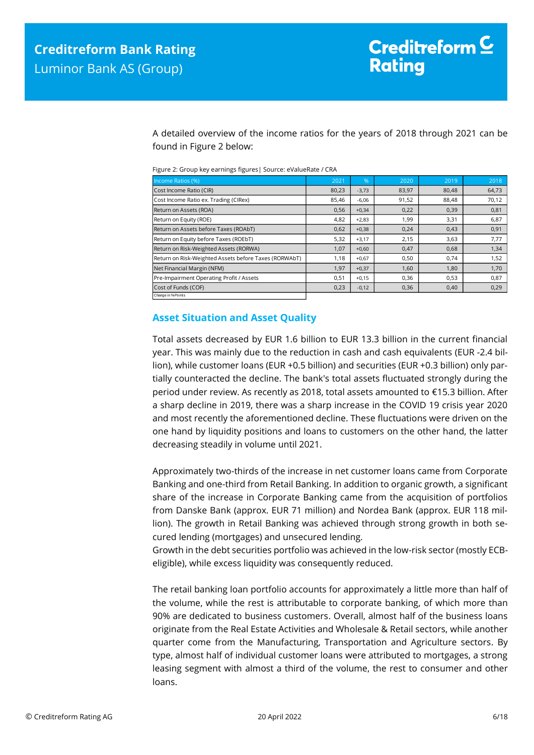A detailed overview of the income ratios for the years of 2018 through 2021 can be found in Figure 2 below:

Figure 2: Group key earnings figures | Source: eValueRate / CRA

| Income Ratios (%) | 2021 | % | 2020 | 2019 | 2018 |
|---|---|---|---|---|---|
| Cost Income Ratio (CIR) | 80,23 | -3,73 | 83,97 | 80,48 | 64,73 |
| Cost Income Ratio ex. Trading (CIRex) | 85,46 | -6,06 | 91,52 | 88,48 | 70,12 |
| Return on Assets (ROA) | 0,56 | +0,34 | 0,22 | 0,39 | 0,81 |
| Return on Equity (ROE) | 4,82 | +2,83 | 1,99 | 3,31 | 6,87 |
| Return on Assets before Taxes (ROAbT) | 0,62 | +0,38 | 0,24 | 0,43 | 0,91 |
| Return on Equity before Taxes (ROEbT) | 5,32 | +3,17 | 2,15 | 3,63 | 7,77 |
| Return on Risk-Weighted Assets (RORWA) | 1,07 | +0,60 | 0,47 | 0,68 | 1,34 |
| Return on Risk-Weighted Assets before Taxes (RORWAbT) | 1,18 | +0,67 | 0,50 | 0,74 | 1,52 |
| Net Financial Margin (NFM) | 1,97 | +0,37 | 1,60 | 1,80 | 1,70 |
| Pre-Impairment Operating Profit / Assets | 0,51 | +0,15 | 0,36 | 0,53 | 0,87 |
| Cost of Funds (COF) | 0,23 | -0,12 | 0,36 | 0,40 | 0,29 |
| Change in %-Points | | | | | |

## Asset Situation and Asset Quality

Total assets decreased by EUR 1.6 billion to EUR 13.3 billion in the current financial year. This was mainly due to the reduction in cash and cash equivalents (EUR -2.4 billion), while customer loans (EUR +0.5 billion) and securities (EUR +0.3 billion) only partially counteracted the decline. The bank's total assets fluctuated strongly during the period under review. As recently as 2018, total assets amounted to €15.3 billion. After a sharp decline in 2019, there was a sharp increase in the COVID 19 crisis year 2020 and most recently the aforementioned decline. These fluctuations were driven on the one hand by liquidity positions and loans to customers on the other hand, the latter decreasing steadily in volume until 2021.

Approximately two-thirds of the increase in net customer loans came from Corporate Banking and one-third from Retail Banking. In addition to organic growth, a significant share of the increase in Corporate Banking came from the acquisition of portfolios from Danske Bank (approx. EUR 71 million) and Nordea Bank (approx. EUR 118 million). The growth in Retail Banking was achieved through strong growth in both secured lending (mortgages) and unsecured lending.

Growth in the debt securities portfolio was achieved in the low-risk sector (mostly ECB-eligible), while excess liquidity was consequently reduced.

The retail banking loan portfolio accounts for approximately a little more than half of the volume, while the rest is attributable to corporate banking, of which more than 90% are dedicated to business customers. Overall, almost half of the business loans originate from the Real Estate Activities and Wholesale & Retail sectors, while another quarter come from the Manufacturing, Transportation and Agriculture sectors. By type, almost half of individual customer loans were attributed to mortgages, a strong leasing segment with almost a third of the volume, the rest to consumer and other loans.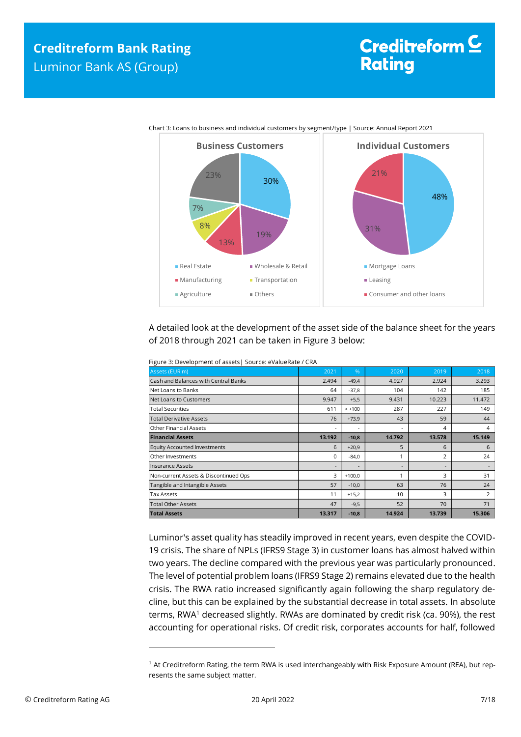Chart 3: Loans to business and individual customers by segment/type | Source: Annual Report 2021

**Business Customers**

- Real Estate: 30%
- Wholesale & Retail: 19%
- Manufacturing: 13%
- Transportation: 8%
- Agriculture: 7%
- Others: 23%

**Individual Customers**

- Mortgage Loans: 48%
- Leasing: 31%
- Consumer and other loans: 21%

A detailed look at the development of the asset side of the balance sheet for the years of 2018 through 2021 can be taken in Figure 3 below:

Figure 3: Development of assets| Source: eValueRate / CRA

| Assets (EUR m) | 2021 | % | 2020 | 2019 | 2018 |
|---|---|---|---|---|---|
| Cash and Balances with Central Banks | 2.494 | -49,4 | 4.927 | 2.924 | 3.293 |
| Net Loans to Banks | 64 | -37,8 | 104 | 142 | 185 |
| Net Loans to Customers | 9.947 | +5,5 | 9.431 | 10.223 | 11.472 |
| Total Securities | 611 | > +100 | 287 | 227 | 149 |
| Total Derivative Assets | 76 | +73,9 | 43 | 59 | 44 |
| Other Financial Assets | - | - | - | 4 | 4 |
| **Financial Assets** | **13.192** | **-10,8** | **14.792** | **13.578** | **15.149** |
| Equity Accounted Investments | 6 | +20,9 | 5 | 6 | 6 |
| Other Investments | 0 | -84,0 | 1 | 2 | 24 |
| Insurance Assets | - | - | - | - | - |
| Non-current Assets & Discontinued Ops | 3 | +100,0 | 1 | 3 | 31 |
| Tangible and Intangible Assets | 57 | -10,0 | 63 | 76 | 24 |
| Tax Assets | 11 | +15,2 | 10 | 3 | 2 |
| Total Other Assets | 47 | -9,5 | 52 | 70 | 71 |
| **Total Assets** | **13.317** | **-10,8** | **14.924** | **13.739** | **15.306** |

Luminor's asset quality has steadily improved in recent years, even despite the COVID-19 crisis. The share of NPLs (IFRS9 Stage 3) in customer loans has almost halved within two years. The decline compared with the previous year was particularly pronounced. The level of potential problem loans (IFRS9 Stage 2) remains elevated due to the health crisis. The RWA ratio increased significantly again following the sharp regulatory decline, but this can be explained by the substantial decrease in total assets. In absolute terms, RWA[1] decreased slightly. RWAs are dominated by credit risk (ca. 90%), the rest accounting for operational risks. Of credit risk, corporates accounts for half, followed

[1] At Creditreform Rating, the term RWA is used interchangeably with Risk Exposure Amount (REA), but represents the same subject matter.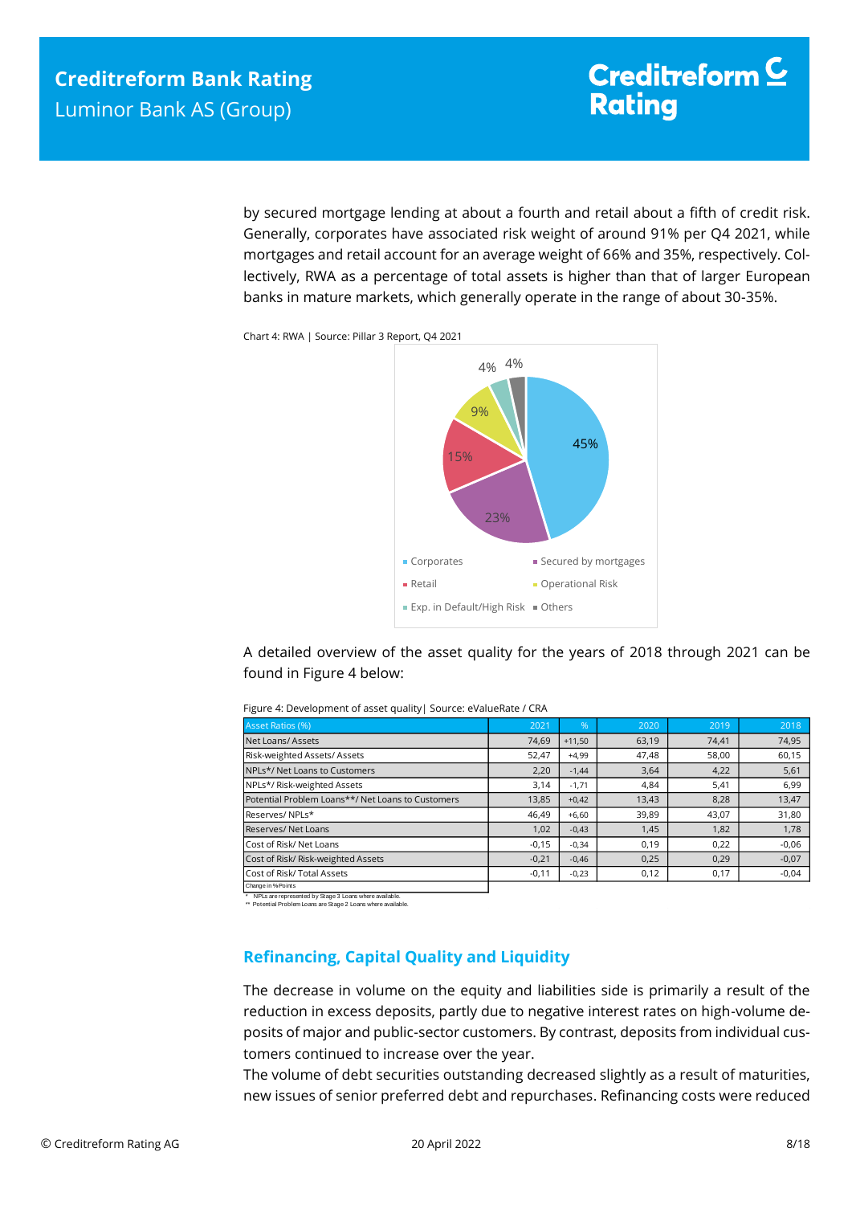by secured mortgage lending at about a fourth and retail about a fifth of credit risk. Generally, corporates have associated risk weight of around 91% per Q4 2021, while mortgages and retail account for an average weight of 66% and 35%, respectively. Collectively, RWA as a percentage of total assets is higher than that of larger European banks in mature markets, which generally operate in the range of about 30-35%.

Chart 4: RWA | Source: Pillar 3 Report, Q4 2021

A detailed overview of the asset quality for the years of 2018 through 2021 can be found in Figure 4 below:

Figure 4: Development of asset quality| Source: eValueRate / CRA

| Asset Ratios (%) | 2021 | % | 2020 | 2019 | 2018 |
|---|---|---|---|---|---|
| Net Loans/ Assets | 74,69 | +11,50 | 63,19 | 74,41 | 74,95 |
| Risk-weighted Assets/ Assets | 52,47 | +4,99 | 47,48 | 58,00 | 60,15 |
| NPLs*/ Net Loans to Customers | 2,20 | -1,44 | 3,64 | 4,22 | 5,61 |
| NPLs*/ Risk-weighted Assets | 3,14 | -1,71 | 4,84 | 5,41 | 6,99 |
| Potential Problem Loans**/ Net Loans to Customers | 13,85 | +0,42 | 13,43 | 8,28 | 13,47 |
| Reserves/ NPLs* | 46,49 | +6,60 | 39,89 | 43,07 | 31,80 |
| Reserves/ Net Loans | 1,02 | -0,43 | 1,45 | 1,82 | 1,78 |
| Cost of Risk/ Net Loans | -0,15 | -0,34 | 0,19 | 0,22 | -0,06 |
| Cost of Risk/ Risk-weighted Assets | -0,21 | -0,46 | 0,25 | 0,29 | -0,07 |
| Cost of Risk/ Total Assets | -0,11 | -0,23 | 0,12 | 0,17 | -0,04 |
| Change in %Points | | | | | |

\* NPLs are represented by Stage 3 Loans where available.
\** Potential Problem Loans are Stage 2 Loans where available.

## Refinancing, Capital Quality and Liquidity

The decrease in volume on the equity and liabilities side is primarily a result of the reduction in excess deposits, partly due to negative interest rates on high-volume deposits of major and public-sector customers. By contrast, deposits from individual customers continued to increase over the year.

The volume of debt securities outstanding decreased slightly as a result of maturities, new issues of senior preferred debt and repurchases. Refinancing costs were reduced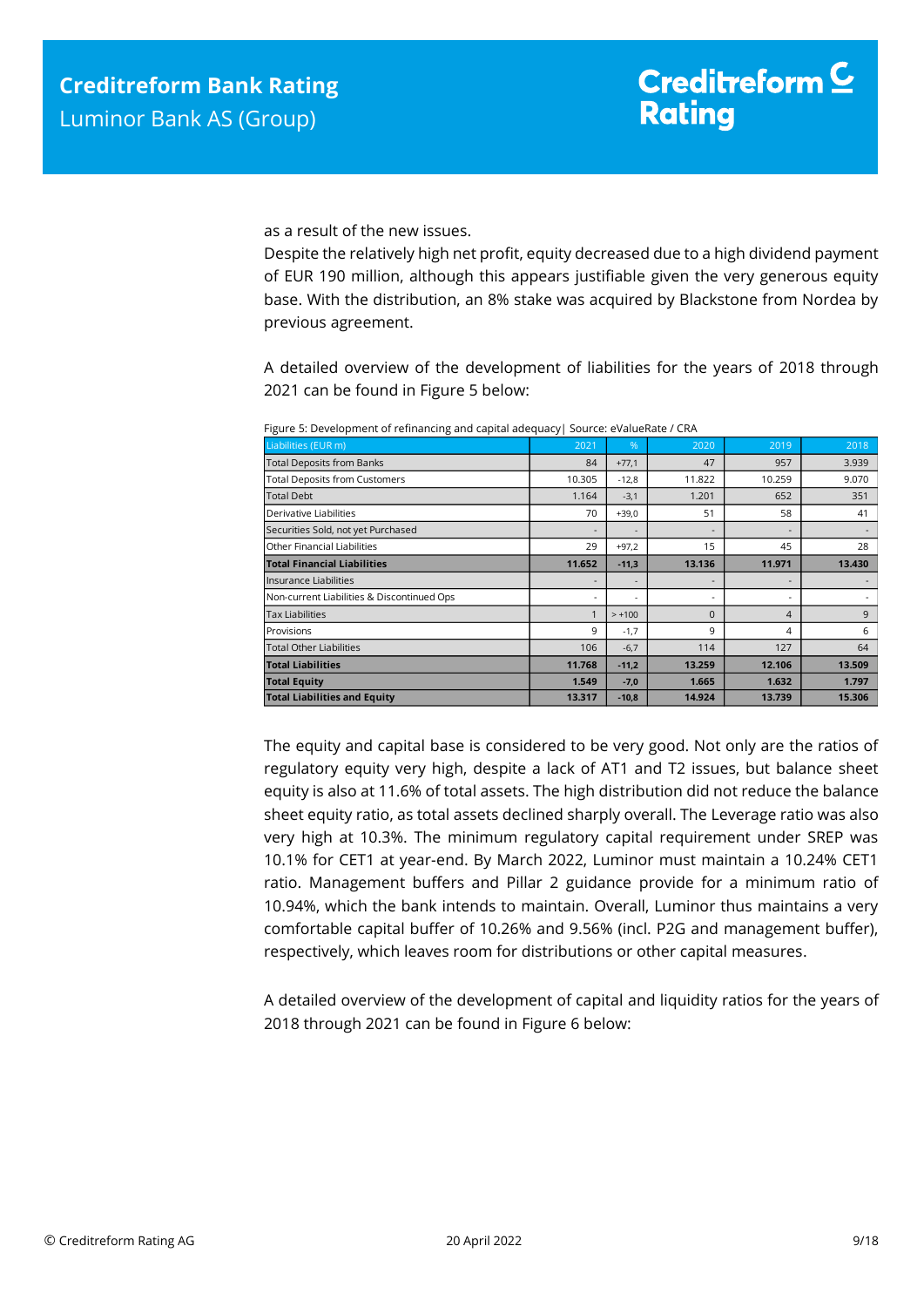as a result of the new issues.

Despite the relatively high net profit, equity decreased due to a high dividend payment of EUR 190 million, although this appears justifiable given the very generous equity base. With the distribution, an 8% stake was acquired by Blackstone from Nordea by previous agreement.

A detailed overview of the development of liabilities for the years of 2018 through 2021 can be found in Figure 5 below:

Figure 5: Development of refinancing and capital adequacy| Source: eValueRate / CRA

| Liabilities (EUR m) | 2021 | % | 2020 | 2019 | 2018 |
|---|---|---|---|---|---|
| Total Deposits from Banks | 84 | +77,1 | 47 | 957 | 3.939 |
| Total Deposits from Customers | 10.305 | -12,8 | 11.822 | 10.259 | 9.070 |
| Total Debt | 1.164 | -3,1 | 1.201 | 652 | 351 |
| Derivative Liabilities | 70 | +39,0 | 51 | 58 | 41 |
| Securities Sold, not yet Purchased | - | - | - | - | - |
| Other Financial Liabilities | 29 | +97,2 | 15 | 45 | 28 |
| **Total Financial Liabilities** | **11.652** | **-11,3** | **13.136** | **11.971** | **13.430** |
| Insurance Liabilities | - | - | - | - | - |
| Non-current Liabilities & Discontinued Ops | - | - | - | - | - |
| Tax Liabilities | 1 | > +100 | 0 | 4 | 9 |
| Provisions | 9 | -1,7 | 9 | 4 | 6 |
| Total Other Liabilities | 106 | -6,7 | 114 | 127 | 64 |
| **Total Liabilities** | **11.768** | **-11,2** | **13.259** | **12.106** | **13.509** |
| **Total Equity** | **1.549** | **-7,0** | **1.665** | **1.632** | **1.797** |
| **Total Liabilities and Equity** | **13.317** | **-10,8** | **14.924** | **13.739** | **15.306** |

The equity and capital base is considered to be very good. Not only are the ratios of regulatory equity very high, despite a lack of AT1 and T2 issues, but balance sheet equity is also at 11.6% of total assets. The high distribution did not reduce the balance sheet equity ratio, as total assets declined sharply overall. The Leverage ratio was also very high at 10.3%. The minimum regulatory capital requirement under SREP was 10.1% for CET1 at year-end. By March 2022, Luminor must maintain a 10.24% CET1 ratio. Management buffers and Pillar 2 guidance provide for a minimum ratio of 10.94%, which the bank intends to maintain. Overall, Luminor thus maintains a very comfortable capital buffer of 10.26% and 9.56% (incl. P2G and management buffer), respectively, which leaves room for distributions or other capital measures.

A detailed overview of the development of capital and liquidity ratios for the years of 2018 through 2021 can be found in Figure 6 below: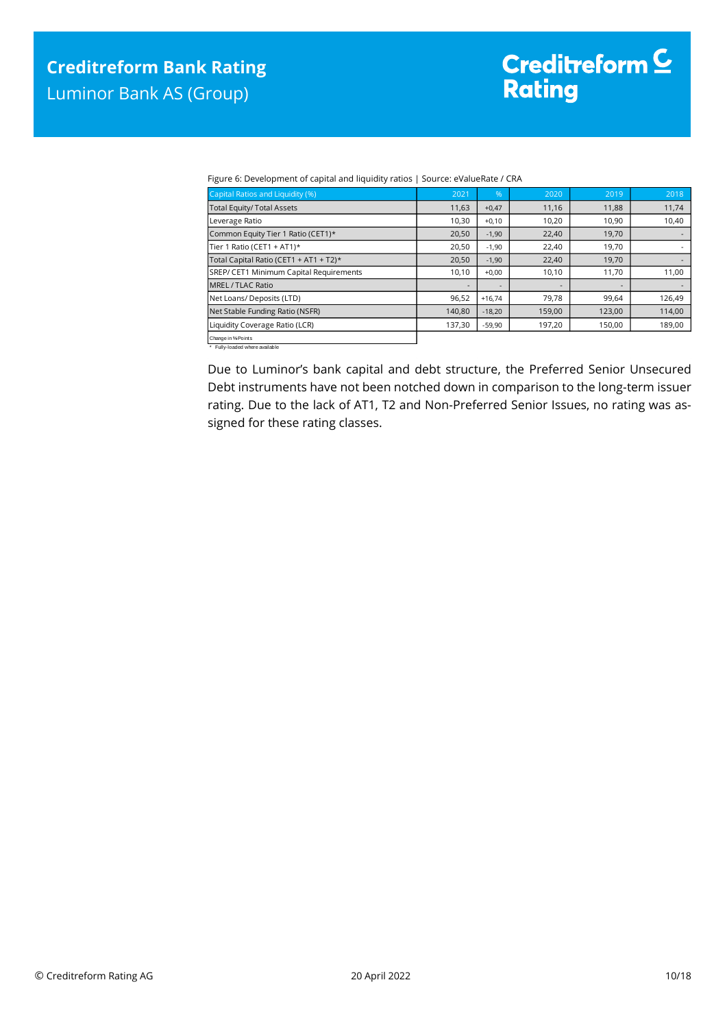Figure 6: Development of capital and liquidity ratios | Source: eValueRate / CRA

| Capital Ratios and Liquidity (%) | 2021 | % | 2020 | 2019 | 2018 |
|---|---|---|---|---|---|
| Total Equity/ Total Assets | 11,63 | +0,47 | 11,16 | 11,88 | 11,74 |
| Leverage Ratio | 10,30 | +0,10 | 10,20 | 10,90 | 10,40 |
| Common Equity Tier 1 Ratio (CET1)* | 20,50 | -1,90 | 22,40 | 19,70 | - |
| Tier 1 Ratio (CET1 + AT1)* | 20,50 | -1,90 | 22,40 | 19,70 | - |
| Total Capital Ratio (CET1 + AT1 + T2)* | 20,50 | -1,90 | 22,40 | 19,70 | - |
| SREP/ CET1 Minimum Capital Requirements | 10,10 | +0,00 | 10,10 | 11,70 | 11,00 |
| MREL / TLAC Ratio | - | - | - | - | - |
| Net Loans/ Deposits (LTD) | 96,52 | +16,74 | 79,78 | 99,64 | 126,49 |
| Net Stable Funding Ratio (NSFR) | 140,80 | -18,20 | 159,00 | 123,00 | 114,00 |
| Liquidity Coverage Ratio (LCR) | 137,30 | -59,90 | 197,20 | 150,00 | 189,00 |

Change in %Points

\* Fully-loaded where available

Due to Luminor's bank capital and debt structure, the Preferred Senior Unsecured Debt instruments have not been notched down in comparison to the long-term issuer rating. Due to the lack of AT1, T2 and Non-Preferred Senior Issues, no rating was assigned for these rating classes.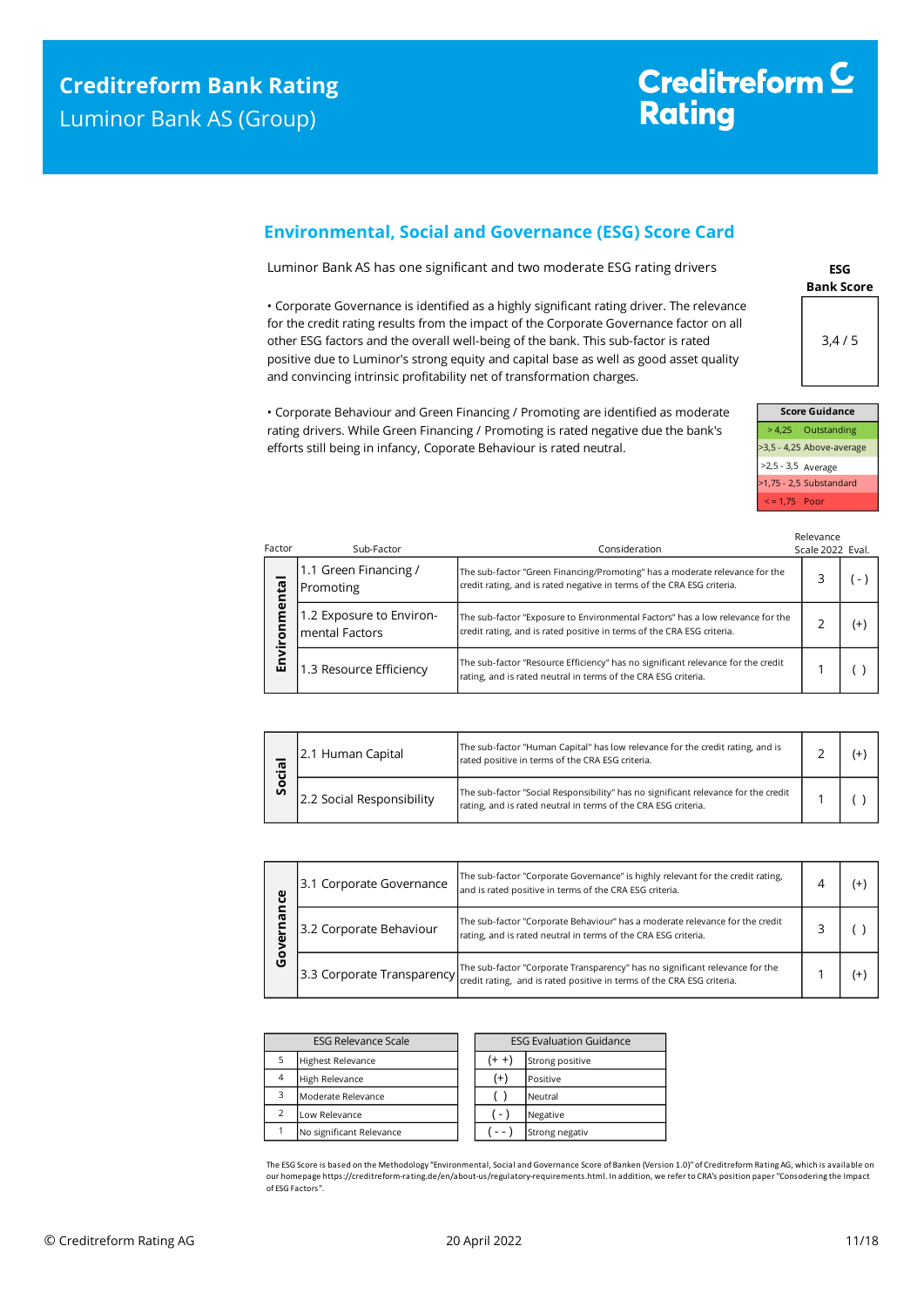## Environmental, Social and Governance (ESG) Score Card

Luminor Bank AS has one significant and two moderate ESG rating drivers

- Corporate Governance is identified as a highly significant rating driver. The relevance for the credit rating results from the impact of the Corporate Governance factor on all other ESG factors and the overall well-being of the bank. This sub-factor is rated positive due to Luminor's strong equity and capital base as well as good asset quality and convincing intrinsic profitability net of transformation charges.

- Corporate Behaviour and Green Financing / Promoting are identified as moderate rating drivers. While Green Financing / Promoting is rated negative due the bank's efforts still being in infancy, Coporate Behaviour is rated neutral.

| ESG Bank Score |
|---|
| 3,4 / 5 |

| Score Guidance | |
|---|---|
| > 4,25 | Outstanding |
| >3,5 - 4,25 | Above-average |
| >2,5 - 3,5 | Average |
| >1,75 - 2,5 | Substandard |
| <= 1,75 | Poor |

| Factor | Sub-Factor | Consideration | Relevance Scale 2022 | Eval. |
|---|---|---|---|---|
| Environmental | 1.1 Green Financing / Promoting | The sub-factor "Green Financing/Promoting" has a moderate relevance for the credit rating, and is rated negative in terms of the CRA ESG criteria. | 3 | ( - ) |
| | 1.2 Exposure to Environ-mental Factors | The sub-factor "Exposure to Environmental Factors" has a low relevance for the credit rating, and is rated positive in terms of the CRA ESG criteria. | 2 | (+) |
| | 1.3 Resource Efficiency | The sub-factor "Resource Efficiency" has no significant relevance for the credit rating, and is rated neutral in terms of the CRA ESG criteria. | 1 | ( ) |
| Social | 2.1 Human Capital | The sub-factor "Human Capital" has low relevance for the credit rating, and is rated positive in terms of the CRA ESG criteria. | 2 | (+) |
| | 2.2 Social Responsibility | The sub-factor "Social Responsibility" has no significant relevance for the credit rating, and is rated neutral in terms of the CRA ESG criteria. | 1 | ( ) |
| Governance | 3.1 Corporate Governance | The sub-factor "Corporate Governance" is highly relevant for the credit rating, and is rated positive in terms of the CRA ESG criteria. | 4 | (+) |
| | 3.2 Corporate Behaviour | The sub-factor "Corporate Behaviour" has a moderate relevance for the credit rating, and is rated neutral in terms of the CRA ESG criteria. | 3 | ( ) |
| | 3.3 Corporate Transparency | The sub-factor "Corporate Transparency" has no significant relevance for the credit rating, and is rated positive in terms of the CRA ESG criteria. | 1 | (+) |

| ESG Relevance Scale | |
|---|---|
| 5 | Highest Relevance |
| 4 | High Relevance |
| 3 | Moderate Relevance |
| 2 | Low Relevance |
| 1 | No significant Relevance |

| ESG Evaluation Guidance | |
|---|---|
| (+ +) | Strong positive |
| (+) | Positive |
| ( ) | Neutral |
| ( - ) | Negative |
| ( - - ) | Strong negativ |

The ESG Score is based on the Methodology "Environmental, Social and Governance Score of Banken (Version 1.0)" of Creditreform Rating AG, which is available on our homepage https://creditreform-rating.de/en/about-us/regulatory-requirements.html. In addition, we refer to CRA's position paper "Consodering the Impact of ESG Factors".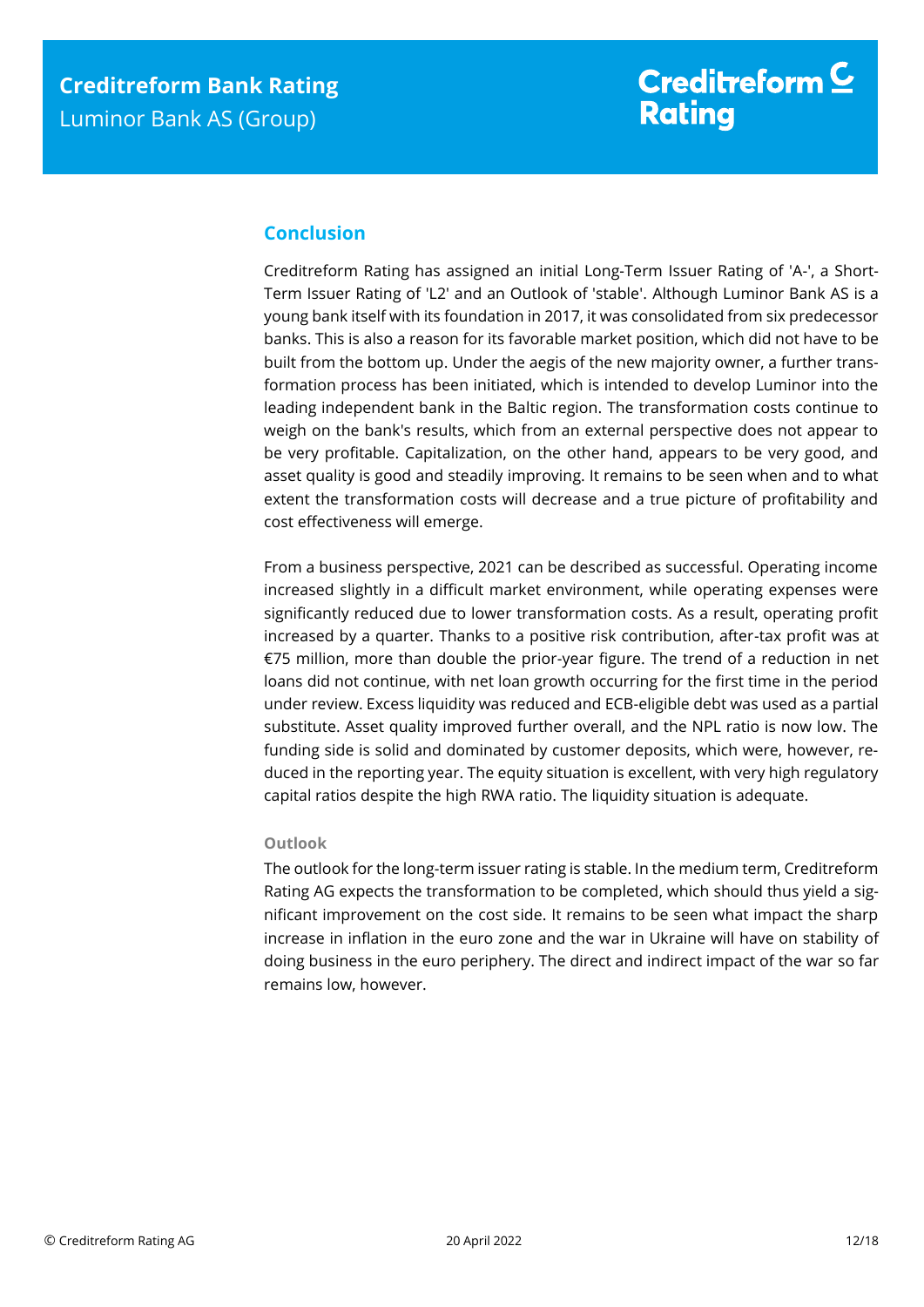## Conclusion

Creditreform Rating has assigned an initial Long-Term Issuer Rating of 'A-', a Short-Term Issuer Rating of 'L2' and an Outlook of 'stable'. Although Luminor Bank AS is a young bank itself with its foundation in 2017, it was consolidated from six predecessor banks. This is also a reason for its favorable market position, which did not have to be built from the bottom up. Under the aegis of the new majority owner, a further transformation process has been initiated, which is intended to develop Luminor into the leading independent bank in the Baltic region. The transformation costs continue to weigh on the bank's results, which from an external perspective does not appear to be very profitable. Capitalization, on the other hand, appears to be very good, and asset quality is good and steadily improving. It remains to be seen when and to what extent the transformation costs will decrease and a true picture of profitability and cost effectiveness will emerge.

From a business perspective, 2021 can be described as successful. Operating income increased slightly in a difficult market environment, while operating expenses were significantly reduced due to lower transformation costs. As a result, operating profit increased by a quarter. Thanks to a positive risk contribution, after-tax profit was at €75 million, more than double the prior-year figure. The trend of a reduction in net loans did not continue, with net loan growth occurring for the first time in the period under review. Excess liquidity was reduced and ECB-eligible debt was used as a partial substitute. Asset quality improved further overall, and the NPL ratio is now low. The funding side is solid and dominated by customer deposits, which were, however, reduced in the reporting year. The equity situation is excellent, with very high regulatory capital ratios despite the high RWA ratio. The liquidity situation is adequate.

### Outlook

The outlook for the long-term issuer rating is stable. In the medium term, Creditreform Rating AG expects the transformation to be completed, which should thus yield a significant improvement on the cost side. It remains to be seen what impact the sharp increase in inflation in the euro zone and the war in Ukraine will have on stability of doing business in the euro periphery. The direct and indirect impact of the war so far remains low, however.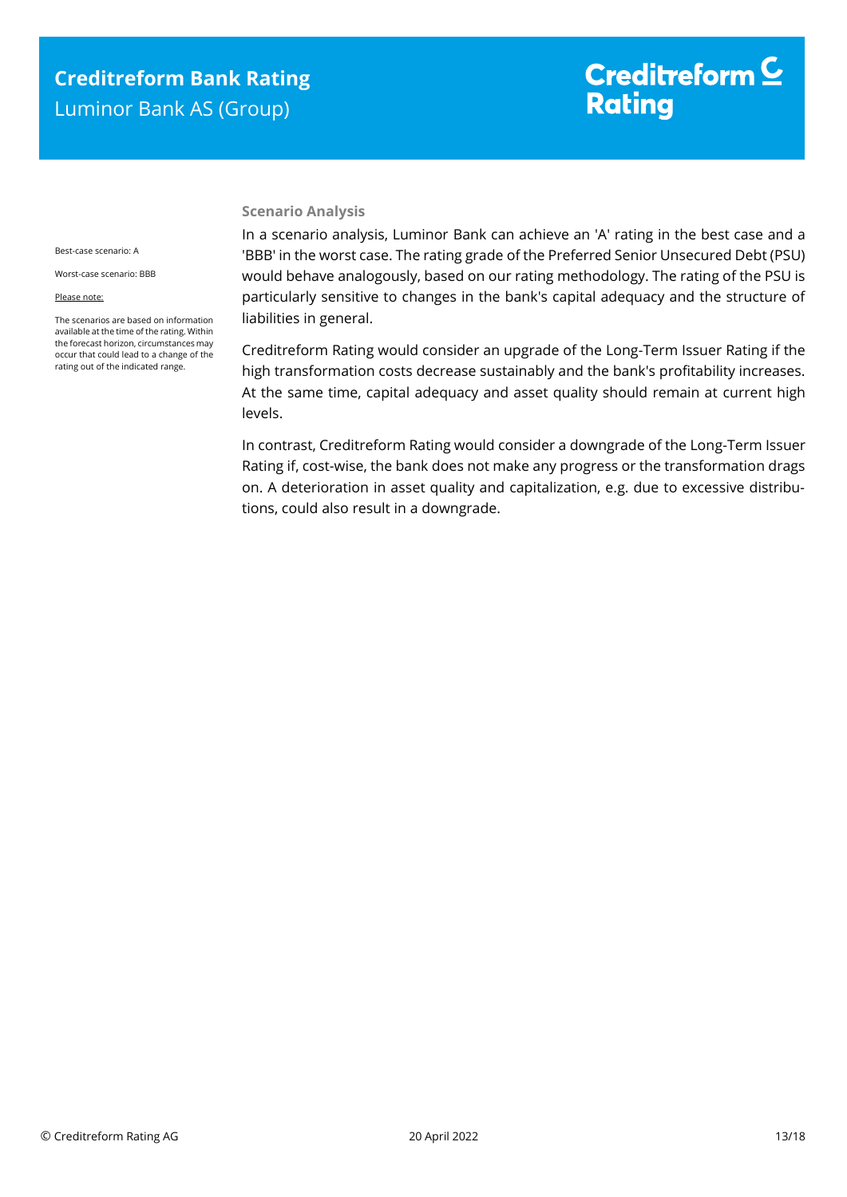### Scenario Analysis

Best-case scenario: A

Worst-case scenario: BBB

Please note:

The scenarios are based on information available at the time of the rating. Within the forecast horizon, circumstances may occur that could lead to a change of the rating out of the indicated range.

In a scenario analysis, Luminor Bank can achieve an 'A' rating in the best case and a 'BBB' in the worst case. The rating grade of the Preferred Senior Unsecured Debt (PSU) would behave analogously, based on our rating methodology. The rating of the PSU is particularly sensitive to changes in the bank's capital adequacy and the structure of liabilities in general.

Creditreform Rating would consider an upgrade of the Long-Term Issuer Rating if the high transformation costs decrease sustainably and the bank's profitability increases. At the same time, capital adequacy and asset quality should remain at current high levels.

In contrast, Creditreform Rating would consider a downgrade of the Long-Term Issuer Rating if, cost-wise, the bank does not make any progress or the transformation drags on. A deterioration in asset quality and capitalization, e.g. due to excessive distributions, could also result in a downgrade.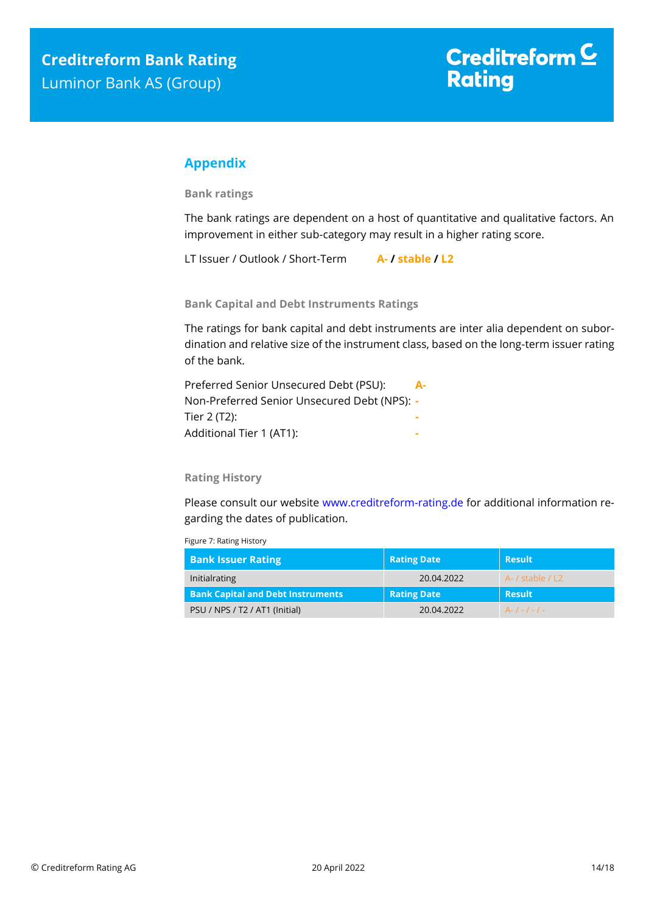## Appendix

### Bank ratings

The bank ratings are dependent on a host of quantitative and qualitative factors. An improvement in either sub-category may result in a higher rating score.

LT Issuer / Outlook / Short-Term **A- / stable / L2**

### Bank Capital and Debt Instruments Ratings

The ratings for bank capital and debt instruments are inter alia dependent on subordination and relative size of the instrument class, based on the long-term issuer rating of the bank.

Preferred Senior Unsecured Debt (PSU): **A-**
Non-Preferred Senior Unsecured Debt (NPS): **-**
Tier 2 (T2): **-**
Additional Tier 1 (AT1): **-**

### Rating History

Please consult our website www.creditreform-rating.de for additional information regarding the dates of publication.

Figure 7: Rating History

| Bank Issuer Rating | Rating Date | Result |
|---|---|---|
| Initialrating | 20.04.2022 | A- / stable / L2 |
| **Bank Capital and Debt Instruments** | **Rating Date** | **Result** |
| PSU / NPS / T2 / AT1 (Initial) | 20.04.2022 | A- / - / - / - |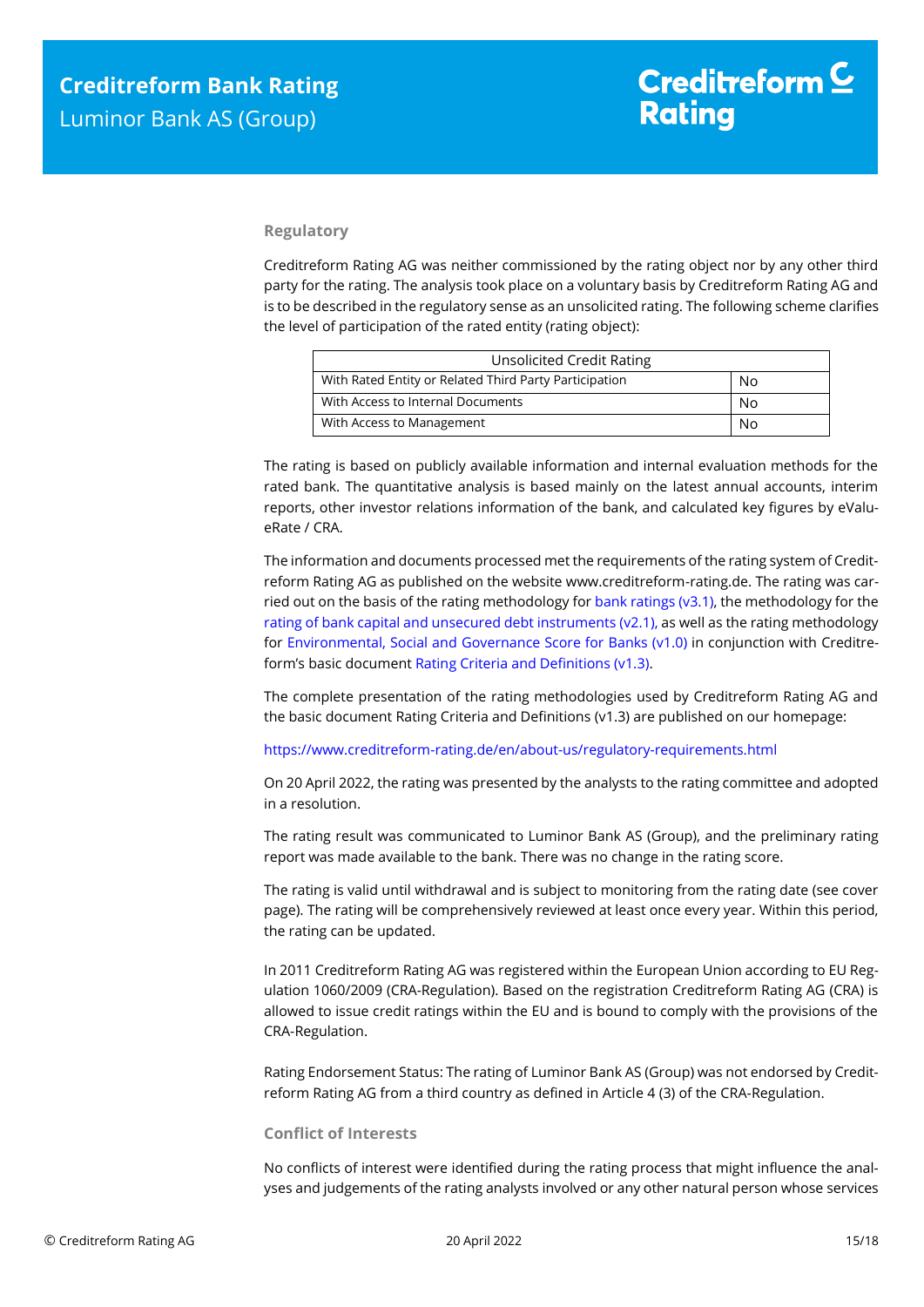### Regulatory

Creditreform Rating AG was neither commissioned by the rating object nor by any other third party for the rating. The analysis took place on a voluntary basis by Creditreform Rating AG and is to be described in the regulatory sense as an unsolicited rating. The following scheme clarifies the level of participation of the rated entity (rating object):

| Unsolicited Credit Rating | |
|---|---|
| With Rated Entity or Related Third Party Participation | No |
| With Access to Internal Documents | No |
| With Access to Management | No |

The rating is based on publicly available information and internal evaluation methods for the rated bank. The quantitative analysis is based mainly on the latest annual accounts, interim reports, other investor relations information of the bank, and calculated key figures by eValueRate / CRA.

The information and documents processed met the requirements of the rating system of Creditreform Rating AG as published on the website www.creditreform-rating.de. The rating was carried out on the basis of the rating methodology for bank ratings (v3.1), the methodology for the rating of bank capital and unsecured debt instruments (v2.1), as well as the rating methodology for Environmental, Social and Governance Score for Banks (v1.0) in conjunction with Creditreform's basic document Rating Criteria and Definitions (v1.3).

The complete presentation of the rating methodologies used by Creditreform Rating AG and the basic document Rating Criteria and Definitions (v1.3) are published on our homepage:

https://www.creditreform-rating.de/en/about-us/regulatory-requirements.html

On 20 April 2022, the rating was presented by the analysts to the rating committee and adopted in a resolution.

The rating result was communicated to Luminor Bank AS (Group), and the preliminary rating report was made available to the bank. There was no change in the rating score.

The rating is valid until withdrawal and is subject to monitoring from the rating date (see cover page). The rating will be comprehensively reviewed at least once every year. Within this period, the rating can be updated.

In 2011 Creditreform Rating AG was registered within the European Union according to EU Regulation 1060/2009 (CRA-Regulation). Based on the registration Creditreform Rating AG (CRA) is allowed to issue credit ratings within the EU and is bound to comply with the provisions of the CRA-Regulation.

Rating Endorsement Status: The rating of Luminor Bank AS (Group) was not endorsed by Creditreform Rating AG from a third country as defined in Article 4 (3) of the CRA-Regulation.

### Conflict of Interests

No conflicts of interest were identified during the rating process that might influence the analyses and judgements of the rating analysts involved or any other natural person whose services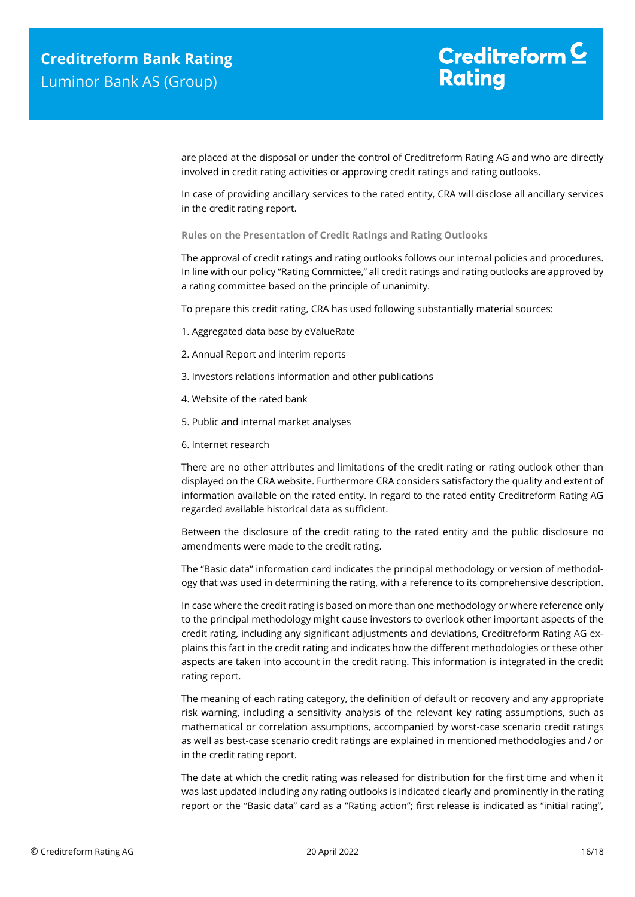are placed at the disposal or under the control of Creditreform Rating AG and who are directly involved in credit rating activities or approving credit ratings and rating outlooks.

In case of providing ancillary services to the rated entity, CRA will disclose all ancillary services in the credit rating report.

**Rules on the Presentation of Credit Ratings and Rating Outlooks**

The approval of credit ratings and rating outlooks follows our internal policies and procedures. In line with our policy "Rating Committee," all credit ratings and rating outlooks are approved by a rating committee based on the principle of unanimity.

To prepare this credit rating, CRA has used following substantially material sources:

1. Aggregated data base by eValueRate
2. Annual Report and interim reports
3. Investors relations information and other publications
4. Website of the rated bank
5. Public and internal market analyses
6. Internet research

There are no other attributes and limitations of the credit rating or rating outlook other than displayed on the CRA website. Furthermore CRA considers satisfactory the quality and extent of information available on the rated entity. In regard to the rated entity Creditreform Rating AG regarded available historical data as sufficient.

Between the disclosure of the credit rating to the rated entity and the public disclosure no amendments were made to the credit rating.

The "Basic data" information card indicates the principal methodology or version of methodology that was used in determining the rating, with a reference to its comprehensive description.

In case where the credit rating is based on more than one methodology or where reference only to the principal methodology might cause investors to overlook other important aspects of the credit rating, including any significant adjustments and deviations, Creditreform Rating AG explains this fact in the credit rating and indicates how the different methodologies or these other aspects are taken into account in the credit rating. This information is integrated in the credit rating report.

The meaning of each rating category, the definition of default or recovery and any appropriate risk warning, including a sensitivity analysis of the relevant key rating assumptions, such as mathematical or correlation assumptions, accompanied by worst-case scenario credit ratings as well as best-case scenario credit ratings are explained in mentioned methodologies and / or in the credit rating report.

The date at which the credit rating was released for distribution for the first time and when it was last updated including any rating outlooks is indicated clearly and prominently in the rating report or the "Basic data" card as a "Rating action"; first release is indicated as "initial rating",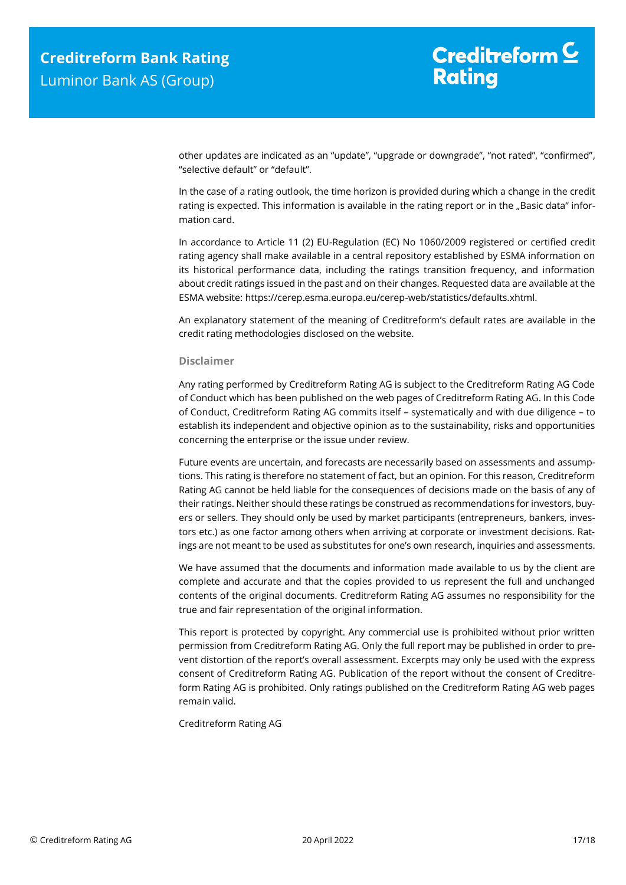other updates are indicated as an "update", "upgrade or downgrade", "not rated", "confirmed", "selective default" or "default".

In the case of a rating outlook, the time horizon is provided during which a change in the credit rating is expected. This information is available in the rating report or in the „Basic data" information card.

In accordance to Article 11 (2) EU-Regulation (EC) No 1060/2009 registered or certified credit rating agency shall make available in a central repository established by ESMA information on its historical performance data, including the ratings transition frequency, and information about credit ratings issued in the past and on their changes. Requested data are available at the ESMA website: https://cerep.esma.europa.eu/cerep-web/statistics/defaults.xhtml.

An explanatory statement of the meaning of Creditreform's default rates are available in the credit rating methodologies disclosed on the website.

### Disclaimer

Any rating performed by Creditreform Rating AG is subject to the Creditreform Rating AG Code of Conduct which has been published on the web pages of Creditreform Rating AG. In this Code of Conduct, Creditreform Rating AG commits itself – systematically and with due diligence – to establish its independent and objective opinion as to the sustainability, risks and opportunities concerning the enterprise or the issue under review.

Future events are uncertain, and forecasts are necessarily based on assessments and assumptions. This rating is therefore no statement of fact, but an opinion. For this reason, Creditreform Rating AG cannot be held liable for the consequences of decisions made on the basis of any of their ratings. Neither should these ratings be construed as recommendations for investors, buyers or sellers. They should only be used by market participants (entrepreneurs, bankers, investors etc.) as one factor among others when arriving at corporate or investment decisions. Ratings are not meant to be used as substitutes for one's own research, inquiries and assessments.

We have assumed that the documents and information made available to us by the client are complete and accurate and that the copies provided to us represent the full and unchanged contents of the original documents. Creditreform Rating AG assumes no responsibility for the true and fair representation of the original information.

This report is protected by copyright. Any commercial use is prohibited without prior written permission from Creditreform Rating AG. Only the full report may be published in order to prevent distortion of the report's overall assessment. Excerpts may only be used with the express consent of Creditreform Rating AG. Publication of the report without the consent of Creditreform Rating AG is prohibited. Only ratings published on the Creditreform Rating AG web pages remain valid.

Creditreform Rating AG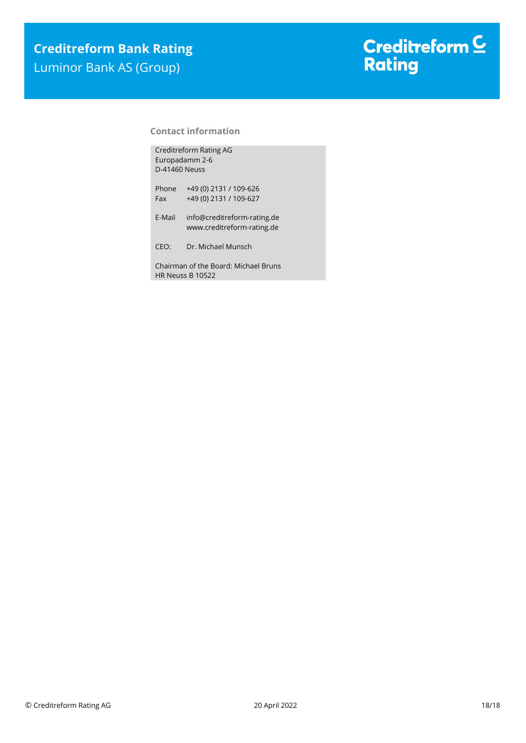### Contact information

Creditreform Rating AG
Europadamm 2-6
D-41460 Neuss

Phone +49 (0) 2131 / 109-626
Fax +49 (0) 2131 / 109-627

E-Mail info@creditreform-rating.de
www.creditreform-rating.de

CEO: Dr. Michael Munsch

Chairman of the Board: Michael Bruns
HR Neuss B 10522